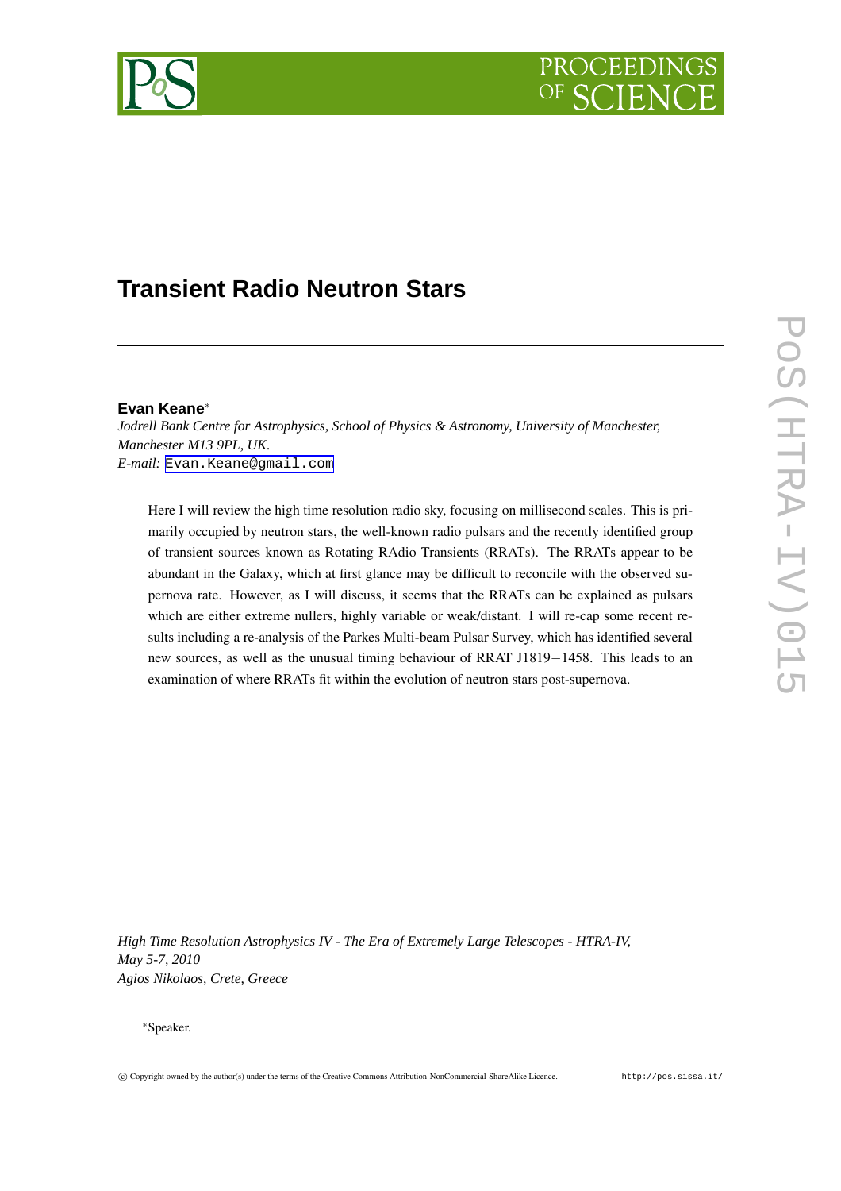# Transient Radio Neutron Stars

**Evan Keane***

*Jodrell Bank Centre for Astrophysics, School of Physics & Astronomy, University of Manchester, Manchester M13 9PL, UK.*
*E-mail:* Evan.Keane@gmail.com

Here I will review the high time resolution radio sky, focusing on millisecond scales. This is primarily occupied by neutron stars, the well-known radio pulsars and the recently identified group of transient sources known as Rotating RAdio Transients (RRATs). The RRATs appear to be abundant in the Galaxy, which at first glance may be difficult to reconcile with the observed supernova rate. However, as I will discuss, it seems that the RRATs can be explained as pulsars which are either extreme nullers, highly variable or weak/distant. I will re-cap some recent results including a re-analysis of the Parkes Multi-beam Pulsar Survey, which has identified several new sources, as well as the unusual timing behaviour of RRAT J1819−1458. This leads to an examination of where RRATs fit within the evolution of neutron stars post-supernova.

*High Time Resolution Astrophysics IV - The Era of Extremely Large Telescopes - HTRA-IV, May 5-7, 2010*
*Agios Nikolaos, Crete, Greece*

*Speaker.

© Copyright owned by the author(s) under the terms of the Creative Commons Attribution-NonCommercial-ShareAlike Licence.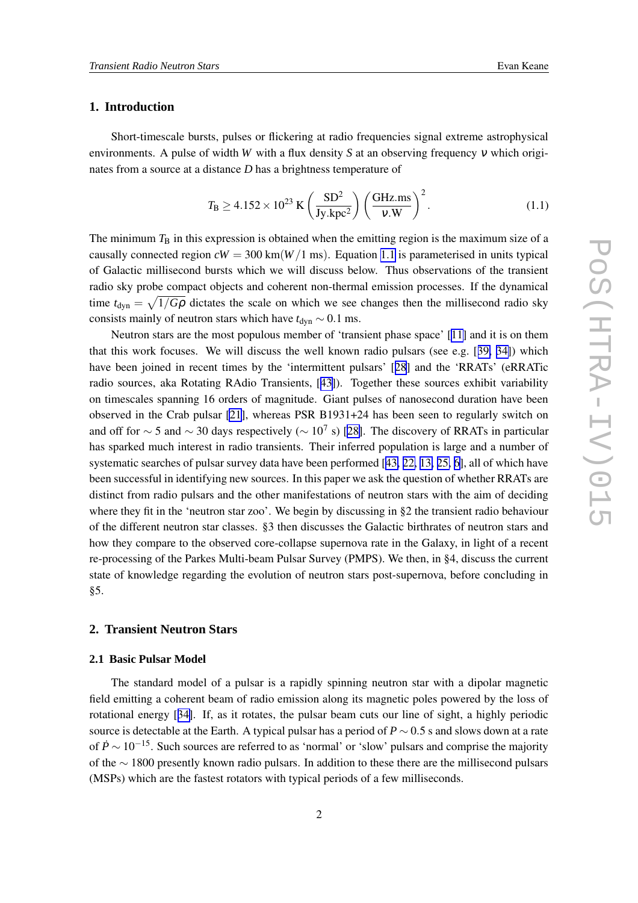## 1. Introduction

Short-timescale bursts, pulses or flickering at radio frequencies signal extreme astrophysical environments. A pulse of width $W$ with a flux density $S$ at an observing frequency $\nu$ which originates from a source at a distance $D$ has a brightness temperature of

$$T_{\rm B} \geq 4.152 \times 10^{23}\,{\rm K} \left(\frac{{\rm SD}^2}{{\rm Jy.kpc}^2}\right)\left(\frac{{\rm GHz.ms}}{\nu.{\rm W}}\right)^2. \tag{1.1}$$

The minimum $T_{\rm B}$ in this expression is obtained when the emitting region is the maximum size of a causally connected region $cW = 300\,{\rm km}(W/1\,{\rm ms})$. Equation 1.1 is parameterised in units typical of Galactic millisecond bursts which we will discuss below. Thus observations of the transient radio sky probe compact objects and coherent non-thermal emission processes. If the dynamical time $t_{\rm dyn} = \sqrt{1/G\rho}$ dictates the scale on which we see changes then the millisecond radio sky consists mainly of neutron stars which have $t_{\rm dyn} \sim 0.1$ ms.

Neutron stars are the most populous member of 'transient phase space' [11] and it is on them that this work focuses. We will discuss the well known radio pulsars (see e.g. [39, 34]) which have been joined in recent times by the 'intermittent pulsars' [28] and the 'RRATs' (eRRATic radio sources, aka Rotating RAdio Transients, [43]). Together these sources exhibit variability on timescales spanning 16 orders of magnitude. Giant pulses of nanosecond duration have been observed in the Crab pulsar [21], whereas PSR B1931+24 has been seen to regularly switch on and off for $\sim 5$ and $\sim 30$ days respectively ($\sim 10^7$ s) [28]. The discovery of RRATs in particular has sparked much interest in radio transients. Their inferred population is large and a number of systematic searches of pulsar survey data have been performed [43, 22, 13, 25, 6], all of which have been successful in identifying new sources. In this paper we ask the question of whether RRATs are distinct from radio pulsars and the other manifestations of neutron stars with the aim of deciding where they fit in the 'neutron star zoo'. We begin by discussing in §2 the transient radio behaviour of the different neutron star classes. §3 then discusses the Galactic birthrates of neutron stars and how they compare to the observed core-collapse supernova rate in the Galaxy, in light of a recent re-processing of the Parkes Multi-beam Pulsar Survey (PMPS). We then, in §4, discuss the current state of knowledge regarding the evolution of neutron stars post-supernova, before concluding in §5.

## 2. Transient Neutron Stars

### 2.1 Basic Pulsar Model

The standard model of a pulsar is a rapidly spinning neutron star with a dipolar magnetic field emitting a coherent beam of radio emission along its magnetic poles powered by the loss of rotational energy [34]. If, as it rotates, the pulsar beam cuts our line of sight, a highly periodic source is detectable at the Earth. A typical pulsar has a period of $P \sim 0.5$ s and slows down at a rate of $\dot{P} \sim 10^{-15}$. Such sources are referred to as 'normal' or 'slow' pulsars and comprise the majority of the $\sim 1800$ presently known radio pulsars. In addition to these there are the millisecond pulsars (MSPs) which are the fastest rotators with typical periods of a few milliseconds.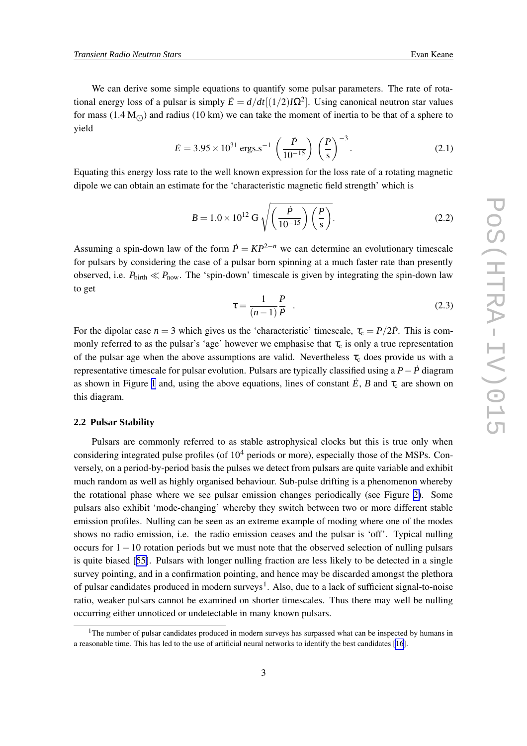We can derive some simple equations to quantify some pulsar parameters. The rate of rotational energy loss of a pulsar is simply $\dot{E} = d/dt[(1/2)I\Omega^2]$. Using canonical neutron star values for mass (1.4 $M_{\odot}$) and radius (10 km) we can take the moment of inertia to be that of a sphere to yield

$$\dot{E} = 3.95 \times 10^{31} \text{ ergs.s}^{-1} \left(\frac{\dot{P}}{10^{-15}}\right)\left(\frac{P}{\text{s}}\right)^{-3}. \tag{2.1}$$

Equating this energy loss rate to the well known expression for the loss rate of a rotating magnetic dipole we can obtain an estimate for the 'characteristic magnetic field strength' which is

$$B = 1.0 \times 10^{12} \text{ G} \sqrt{\left(\frac{\dot{P}}{10^{-15}}\right)\left(\frac{P}{\text{s}}\right)}. \tag{2.2}$$

Assuming a spin-down law of the form $\dot{P} = KP^{2-n}$ we can determine an evolutionary timescale for pulsars by considering the case of a pulsar born spinning at a much faster rate than presently observed, i.e. $P_{\text{birth}} \ll P_{\text{now}}$. The 'spin-down' timescale is given by integrating the spin-down law to get

$$\tau = \frac{1}{(n-1)}\frac{P}{\dot{P}} \quad . \tag{2.3}$$

For the dipolar case $n = 3$ which gives us the 'characteristic' timescale, $\tau_c = P/2\dot{P}$. This is commonly referred to as the pulsar's 'age' however we emphasise that $\tau_c$ is only a true representation of the pulsar age when the above assumptions are valid. Nevertheless $\tau_c$ does provide us with a representative timescale for pulsar evolution. Pulsars are typically classified using a $P - \dot{P}$ diagram as shown in Figure 1 and, using the above equations, lines of constant $\dot{E}$, $B$ and $\tau_c$ are shown on this diagram.

### 2.2 Pulsar Stability

Pulsars are commonly referred to as stable astrophysical clocks but this is true only when considering integrated pulse profiles (of $10^4$ periods or more), especially those of the MSPs. Conversely, on a period-by-period basis the pulses we detect from pulsars are quite variable and exhibit much random as well as highly organised behaviour. Sub-pulse drifting is a phenomenon whereby the rotational phase where we see pulsar emission changes periodically (see Figure 2). Some pulsars also exhibit 'mode-changing' whereby they switch between two or more different stable emission profiles. Nulling can be seen as an extreme example of moding where one of the modes shows no radio emission, i.e. the radio emission ceases and the pulsar is 'off'. Typical nulling occurs for $1-10$ rotation periods but we must note that the observed selection of nulling pulsars is quite biased [55]. Pulsars with longer nulling fraction are less likely to be detected in a single survey pointing, and in a confirmation pointing, and hence may be discarded amongst the plethora of pulsar candidates produced in modern surveys[1]. Also, due to a lack of sufficient signal-to-noise ratio, weaker pulsars cannot be examined on shorter timescales. Thus there may well be nulling occurring either unnoticed or undetectable in many known pulsars.

[1]The number of pulsar candidates produced in modern surveys has surpassed what can be inspected by humans in a reasonable time. This has led to the use of artificial neural networks to identify the best candidates [16].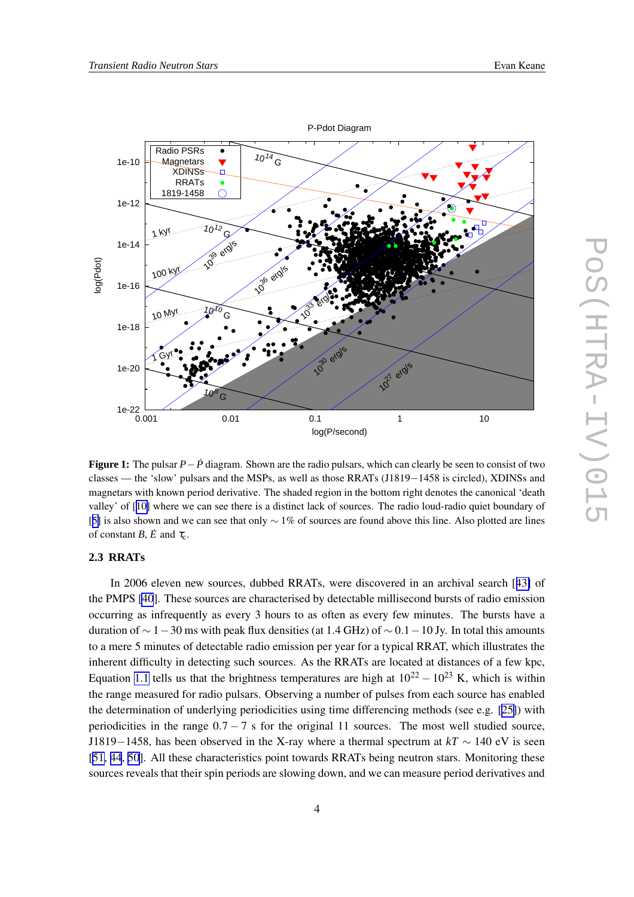**Figure 1:** The pulsar $P-\dot{P}$ diagram. Shown are the radio pulsars, which can clearly be seen to consist of two classes — the 'slow' pulsars and the MSPs, as well as those RRATs (J1819−1458 is circled), XDINSs and magnetars with known period derivative. The shaded region in the bottom right denotes the canonical 'death valley' of [10] where we can see there is a distinct lack of sources. The radio loud-radio quiet boundary of [5] is also shown and we can see that only $\sim 1\%$ of sources are found above this line. Also plotted are lines of constant $B$, $\dot{E}$ and $\tau_c$.

### 2.3 RRATs

In 2006 eleven new sources, dubbed RRATs, were discovered in an archival search [43] of the PMPS [40]. These sources are characterised by detectable millisecond bursts of radio emission occurring as infrequently as every 3 hours to as often as every few minutes. The bursts have a duration of $\sim 1-30$ ms with peak flux densities (at 1.4 GHz) of $\sim 0.1-10$ Jy. In total this amounts to a mere 5 minutes of detectable radio emission per year for a typical RRAT, which illustrates the inherent difficulty in detecting such sources. As the RRATs are located at distances of a few kpc, Equation 1.1 tells us that the brightness temperatures are high at $10^{22}-10^{23}$ K, which is within the range measured for radio pulsars. Observing a number of pulses from each source has enabled the determination of underlying periodicities using time differencing methods (see e.g. [25]) with periodicities in the range $0.7-7$ s for the original 11 sources. The most well studied source, J1819−1458, has been observed in the X-ray where a thermal spectrum at $kT \sim 140$ eV is seen [51, 44, 50]. All these characteristics point towards RRATs being neutron stars. Monitoring these sources reveals that their spin periods are slowing down, and we can measure period derivatives and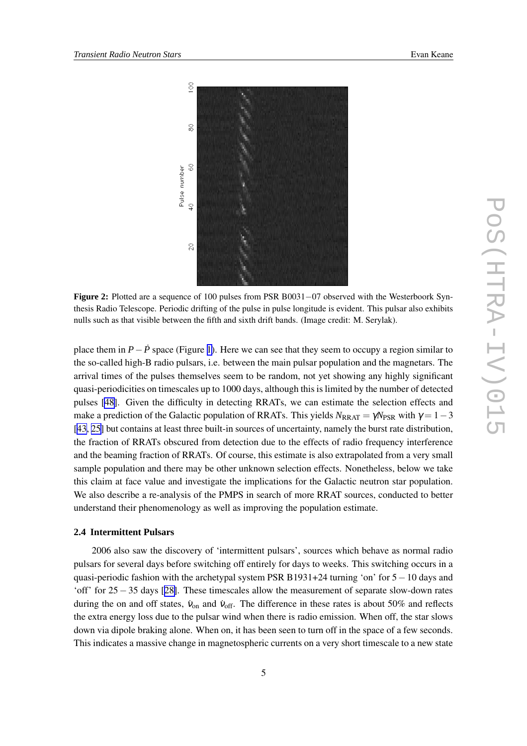**Figure 2:** Plotted are a sequence of 100 pulses from PSR B0031−07 observed with the Westerboork Synthesis Radio Telescope. Periodic drifting of the pulse in pulse longitude is evident. This pulsar also exhibits nulls such as that visible between the fifth and sixth drift bands. (Image credit: M. Serylak).

place them in $P-\dot{P}$ space (Figure 1). Here we can see that they seem to occupy a region similar to the so-called high-B radio pulsars, i.e. between the main pulsar population and the magnetars. The arrival times of the pulses themselves seem to be random, not yet showing any highly significant quasi-periodicities on timescales up to 1000 days, although this is limited by the number of detected pulses [48]. Given the difficulty in detecting RRATs, we can estimate the selection effects and make a prediction of the Galactic population of RRATs. This yields $N_{\rm RRAT} = \gamma N_{\rm PSR}$ with $\gamma = 1-3$ [43, 25] but contains at least three built-in sources of uncertainty, namely the burst rate distribution, the fraction of RRATs obscured from detection due to the effects of radio frequency interference and the beaming fraction of RRATs. Of course, this estimate is also extrapolated from a very small sample population and there may be other unknown selection effects. Nonetheless, below we take this claim at face value and investigate the implications for the Galactic neutron star population. We also describe a re-analysis of the PMPS in search of more RRAT sources, conducted to better understand their phenomenology as well as improving the population estimate.

### 2.4 Intermittent Pulsars

2006 also saw the discovery of 'intermittent pulsars', sources which behave as normal radio pulsars for several days before switching off entirely for days to weeks. This switching occurs in a quasi-periodic fashion with the archetypal system PSR B1931+24 turning 'on' for $5-10$ days and 'off' for $25-35$ days [28]. These timescales allow the measurement of separate slow-down rates during the on and off states, $\dot{\nu}_{\rm on}$ and $\dot{\nu}_{\rm off}$. The difference in these rates is about 50% and reflects the extra energy loss due to the pulsar wind when there is radio emission. When off, the star slows down via dipole braking alone. When on, it has been seen to turn off in the space of a few seconds. This indicates a massive change in magnetospheric currents on a very short timescale to a new state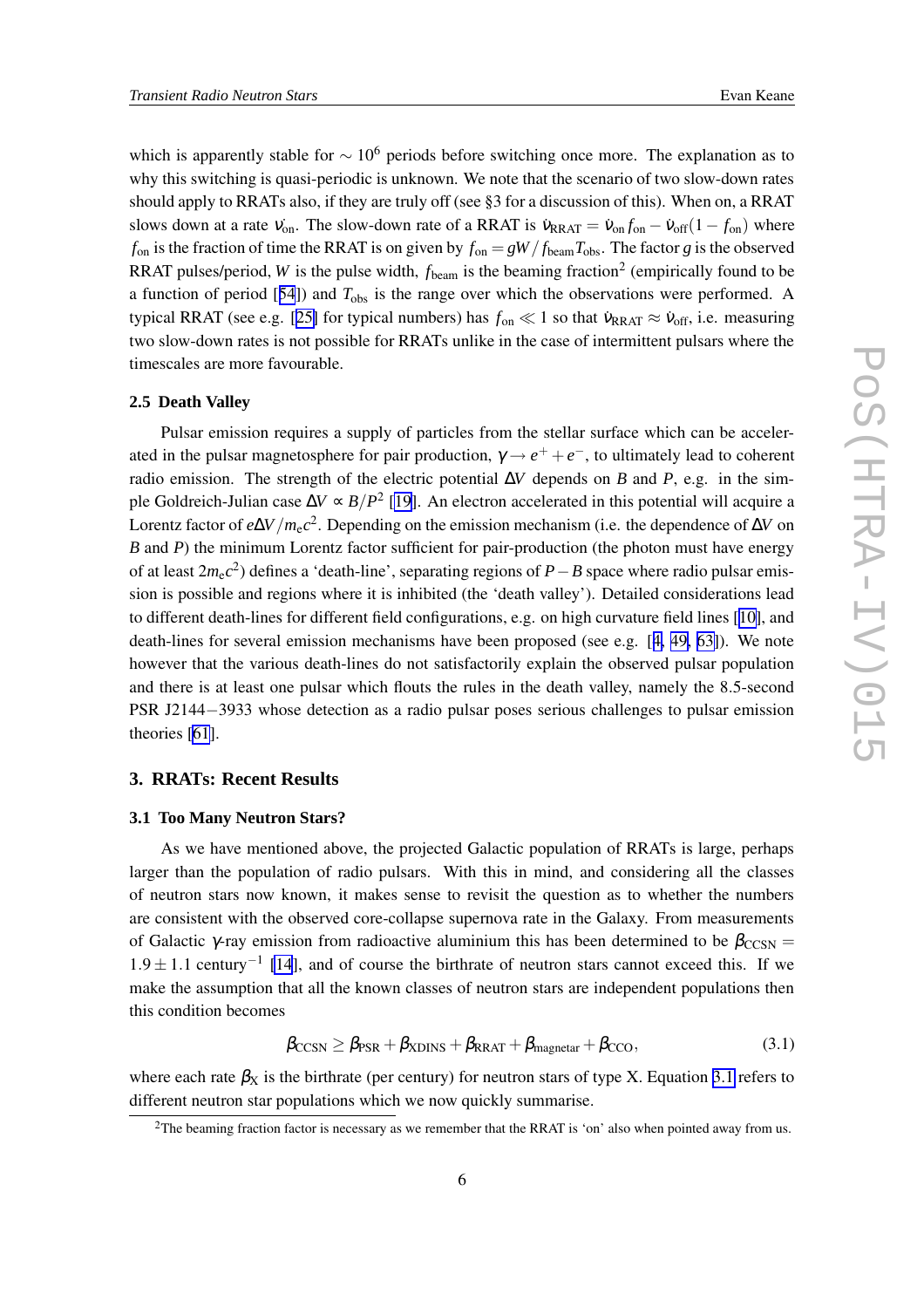which is apparently stable for $\sim 10^6$ periods before switching once more. The explanation as to why this switching is quasi-periodic is unknown. We note that the scenario of two slow-down rates should apply to RRATs also, if they are truly off (see §3 for a discussion of this). When on, a RRAT slows down at a rate $\dot{\nu}_{\rm on}$. The slow-down rate of a RRAT is $\dot{\nu}_{\rm RRAT} = \dot{\nu}_{\rm on} f_{\rm on} - \dot{\nu}_{\rm off}(1 - f_{\rm on})$ where $f_{\rm on}$ is the fraction of time the RRAT is on given by $f_{\rm on} = gW/f_{\rm beam}T_{\rm obs}$. The factor $g$ is the observed RRAT pulses/period, $W$ is the pulse width, $f_{\rm beam}$ is the beaming fraction[2] (empirically found to be a function of period [54]) and $T_{\rm obs}$ is the range over which the observations were performed. A typical RRAT (see e.g. [25] for typical numbers) has $f_{\rm on} \ll 1$ so that $\dot{\nu}_{\rm RRAT} \approx \dot{\nu}_{\rm off}$, i.e. measuring two slow-down rates is not possible for RRATs unlike in the case of intermittent pulsars where the timescales are more favourable.

### 2.5 Death Valley

Pulsar emission requires a supply of particles from the stellar surface which can be accelerated in the pulsar magnetosphere for pair production, $\gamma \rightarrow e^+ + e^-$, to ultimately lead to coherent radio emission. The strength of the electric potential $\Delta V$ depends on $B$ and $P$, e.g. in the simple Goldreich-Julian case $\Delta V \propto B/P^2$ [19]. An electron accelerated in this potential will acquire a Lorentz factor of $e\Delta V/m_e c^2$. Depending on the emission mechanism (i.e. the dependence of $\Delta V$ on $B$ and $P$) the minimum Lorentz factor sufficient for pair-production (the photon must have energy of at least $2m_e c^2$) defines a 'death-line', separating regions of $P-B$ space where radio pulsar emission is possible and regions where it is inhibited (the 'death valley'). Detailed considerations lead to different death-lines for different field configurations, e.g. on high curvature field lines [10], and death-lines for several emission mechanisms have been proposed (see e.g. [4, 49, 63]). We note however that the various death-lines do not satisfactorily explain the observed pulsar population and there is at least one pulsar which flouts the rules in the death valley, namely the 8.5-second PSR J2144−3933 whose detection as a radio pulsar poses serious challenges to pulsar emission theories [61].

## 3. RRATs: Recent Results

### 3.1 Too Many Neutron Stars?

As we have mentioned above, the projected Galactic population of RRATs is large, perhaps larger than the population of radio pulsars. With this in mind, and considering all the classes of neutron stars now known, it makes sense to revisit the question as to whether the numbers are consistent with the observed core-collapse supernova rate in the Galaxy. From measurements of Galactic $\gamma$-ray emission from radioactive aluminium this has been determined to be $\beta_{\rm CCSN} = 1.9 \pm 1.1$ century$^{-1}$ [14], and of course the birthrate of neutron stars cannot exceed this. If we make the assumption that all the known classes of neutron stars are independent populations then this condition becomes

$$\beta_{\rm CCSN} \geq \beta_{\rm PSR} + \beta_{\rm XDINS} + \beta_{\rm RRAT} + \beta_{\rm magnetar} + \beta_{\rm CCO}, \tag{3.1}$$

where each rate $\beta_{\rm X}$ is the birthrate (per century) for neutron stars of type X. Equation 3.1 refers to different neutron star populations which we now quickly summarise.

[2] The beaming fraction factor is necessary as we remember that the RRAT is 'on' also when pointed away from us.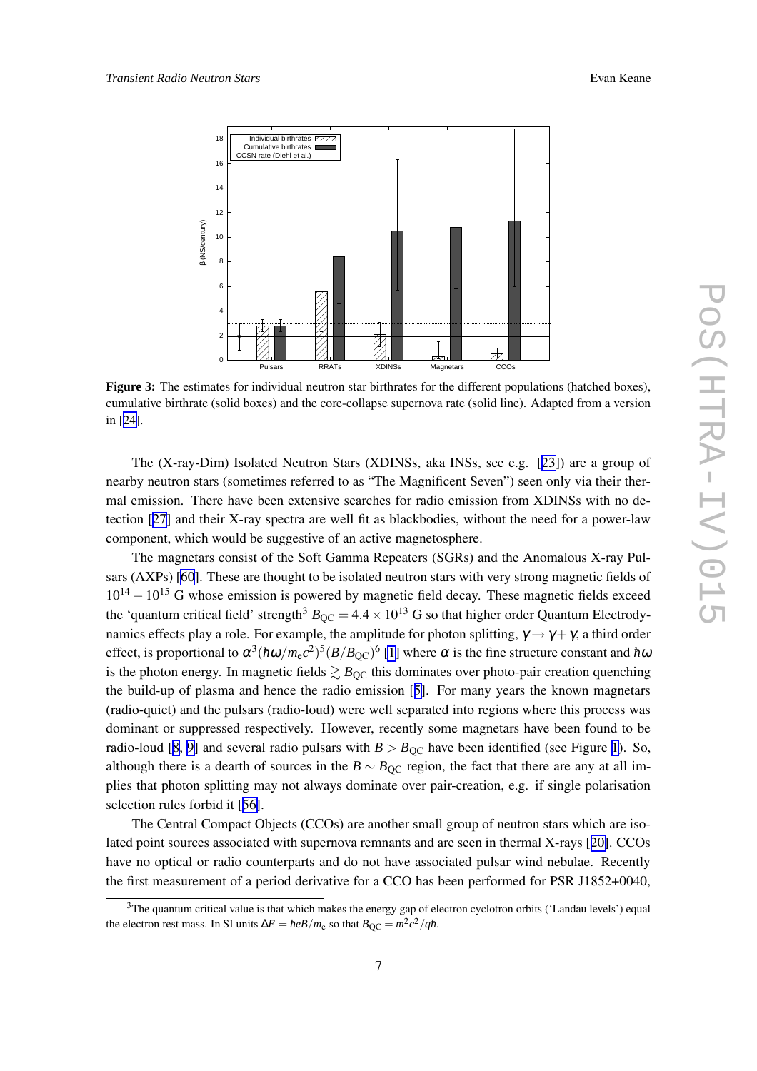**Figure 3:** The estimates for individual neutron star birthrates for the different populations (hatched boxes), cumulative birthrate (solid boxes) and the core-collapse supernova rate (solid line). Adapted from a version in [24].

The (X-ray-Dim) Isolated Neutron Stars (XDINSs, aka INSs, see e.g. [23]) are a group of nearby neutron stars (sometimes referred to as "The Magnificent Seven") seen only via their thermal emission. There have been extensive searches for radio emission from XDINSs with no detection [27] and their X-ray spectra are well fit as blackbodies, without the need for a power-law component, which would be suggestive of an active magnetosphere.

The magnetars consist of the Soft Gamma Repeaters (SGRs) and the Anomalous X-ray Pulsars (AXPs) [60]. These are thought to be isolated neutron stars with very strong magnetic fields of $10^{14}-10^{15}$ G whose emission is powered by magnetic field decay. These magnetic fields exceed the 'quantum critical field' strength[3] $B_{\rm QC}=4.4\times10^{13}$ G so that higher order Quantum Electrodynamics effects play a role. For example, the amplitude for photon splitting, $\gamma\rightarrow\gamma+\gamma$, a third order effect, is proportional to $\alpha^3(\hbar\omega/m_{\rm e}c^2)^5(B/B_{\rm QC})^6$ [1] where $\alpha$ is the fine structure constant and $\hbar\omega$ is the photon energy. In magnetic fields $\gtrsim B_{\rm QC}$ this dominates over photo-pair creation quenching the build-up of plasma and hence the radio emission [5]. For many years the known magnetars (radio-quiet) and the pulsars (radio-loud) were well separated into regions where this process was dominant or suppressed respectively. However, recently some magnetars have been found to be radio-loud [8, 9] and several radio pulsars with $B>B_{\rm QC}$ have been identified (see Figure 1). So, although there is a dearth of sources in the $B\sim B_{\rm QC}$ region, the fact that there are any at all implies that photon splitting may not always dominate over pair-creation, e.g. if single polarisation selection rules forbid it [56].

The Central Compact Objects (CCOs) are another small group of neutron stars which are isolated point sources associated with supernova remnants and are seen in thermal X-rays [20]. CCOs have no optical or radio counterparts and do not have associated pulsar wind nebulae. Recently the first measurement of a period derivative for a CCO has been performed for PSR J1852+0040,

[3] The quantum critical value is that which makes the energy gap of electron cyclotron orbits ('Landau levels') equal the electron rest mass. In SI units $\Delta E=\hbar eB/m_{\rm e}$ so that $B_{\rm QC}=m^2c^2/q\hbar$.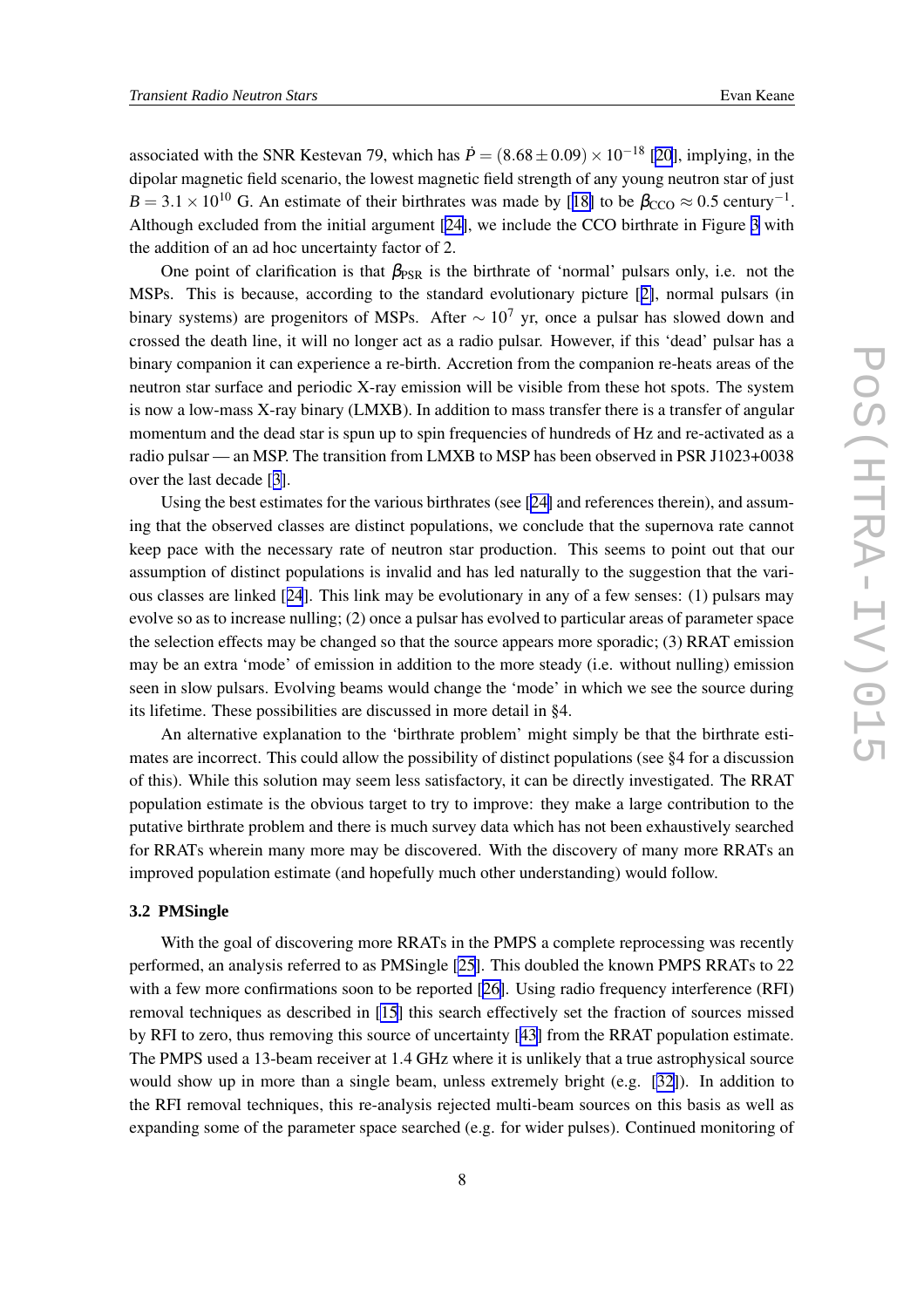associated with the SNR Kestevan 79, which has $\dot{P} = (8.68 \pm 0.09) \times 10^{-18}$ [20], implying, in the dipolar magnetic field scenario, the lowest magnetic field strength of any young neutron star of just $B = 3.1 \times 10^{10}$ G. An estimate of their birthrates was made by [18] to be $\beta_{\rm CCO} \approx 0.5$ century$^{-1}$. Although excluded from the initial argument [24], we include the CCO birthrate in Figure 3 with the addition of an ad hoc uncertainty factor of 2.

One point of clarification is that $\beta_{\rm PSR}$ is the birthrate of 'normal' pulsars only, i.e. not the MSPs. This is because, according to the standard evolutionary picture [2], normal pulsars (in binary systems) are progenitors of MSPs. After $\sim 10^7$ yr, once a pulsar has slowed down and crossed the death line, it will no longer act as a radio pulsar. However, if this 'dead' pulsar has a binary companion it can experience a re-birth. Accretion from the companion re-heats areas of the neutron star surface and periodic X-ray emission will be visible from these hot spots. The system is now a low-mass X-ray binary (LMXB). In addition to mass transfer there is a transfer of angular momentum and the dead star is spun up to spin frequencies of hundreds of Hz and re-activated as a radio pulsar — an MSP. The transition from LMXB to MSP has been observed in PSR J1023+0038 over the last decade [3].

Using the best estimates for the various birthrates (see [24] and references therein), and assuming that the observed classes are distinct populations, we conclude that the supernova rate cannot keep pace with the necessary rate of neutron star production. This seems to point out that our assumption of distinct populations is invalid and has led naturally to the suggestion that the various classes are linked [24]. This link may be evolutionary in any of a few senses: (1) pulsars may evolve so as to increase nulling; (2) once a pulsar has evolved to particular areas of parameter space the selection effects may be changed so that the source appears more sporadic; (3) RRAT emission may be an extra 'mode' of emission in addition to the more steady (i.e. without nulling) emission seen in slow pulsars. Evolving beams would change the 'mode' in which we see the source during its lifetime. These possibilities are discussed in more detail in §4.

An alternative explanation to the 'birthrate problem' might simply be that the birthrate estimates are incorrect. This could allow the possibility of distinct populations (see §4 for a discussion of this). While this solution may seem less satisfactory, it can be directly investigated. The RRAT population estimate is the obvious target to try to improve: they make a large contribution to the putative birthrate problem and there is much survey data which has not been exhaustively searched for RRATs wherein many more may be discovered. With the discovery of many more RRATs an improved population estimate (and hopefully much other understanding) would follow.

### 3.2 PMSingle

With the goal of discovering more RRATs in the PMPS a complete reprocessing was recently performed, an analysis referred to as PMSingle [25]. This doubled the known PMPS RRATs to 22 with a few more confirmations soon to be reported [26]. Using radio frequency interference (RFI) removal techniques as described in [15] this search effectively set the fraction of sources missed by RFI to zero, thus removing this source of uncertainty [43] from the RRAT population estimate. The PMPS used a 13-beam receiver at 1.4 GHz where it is unlikely that a true astrophysical source would show up in more than a single beam, unless extremely bright (e.g. [32]). In addition to the RFI removal techniques, this re-analysis rejected multi-beam sources on this basis as well as expanding some of the parameter space searched (e.g. for wider pulses). Continued monitoring of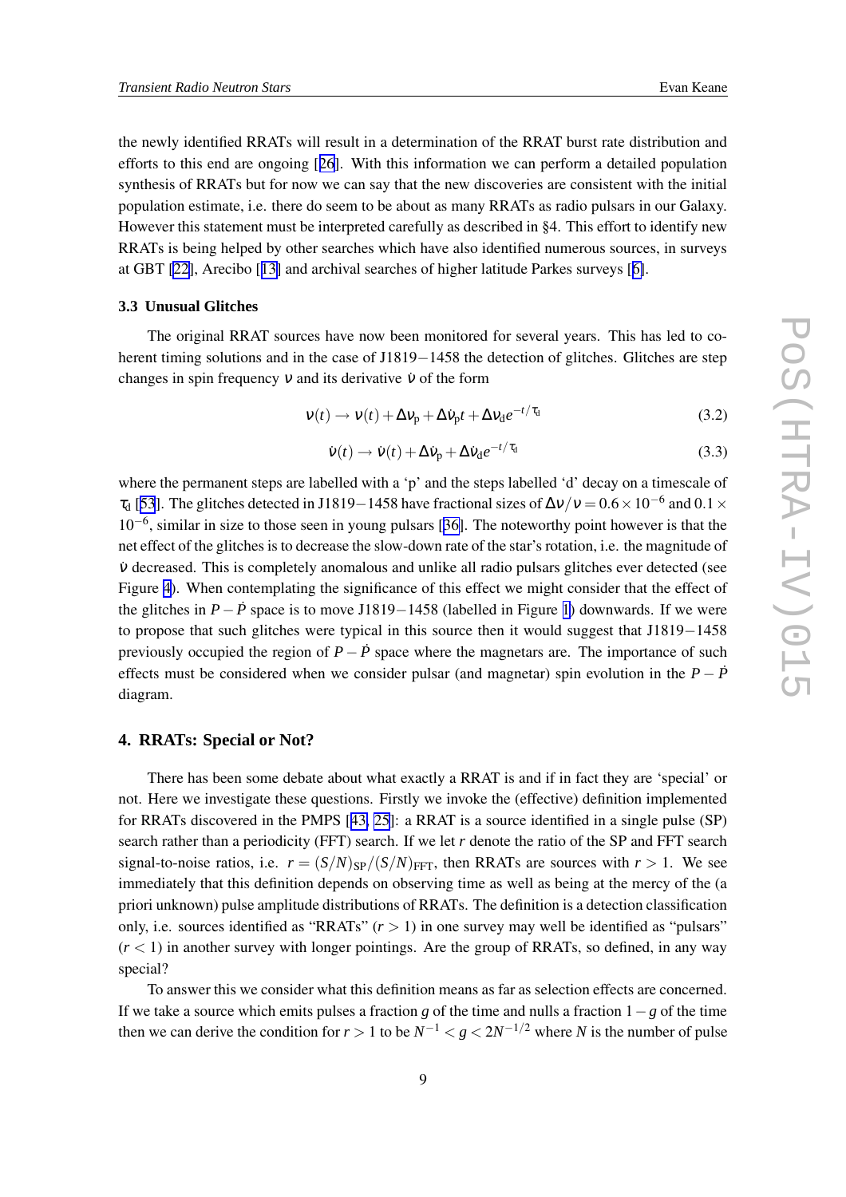the newly identified RRATs will result in a determination of the RRAT burst rate distribution and efforts to this end are ongoing [26]. With this information we can perform a detailed population synthesis of RRATs but for now we can say that the new discoveries are consistent with the initial population estimate, i.e. there do seem to be about as many RRATs as radio pulsars in our Galaxy. However this statement must be interpreted carefully as described in §4. This effort to identify new RRATs is being helped by other searches which have also identified numerous sources, in surveys at GBT [22], Arecibo [13] and archival searches of higher latitude Parkes surveys [6].

### 3.3 Unusual Glitches

The original RRAT sources have now been monitored for several years. This has led to coherent timing solutions and in the case of J1819−1458 the detection of glitches. Glitches are step changes in spin frequency $\nu$ and its derivative $\dot{\nu}$ of the form

$$\nu(t) \rightarrow \nu(t) + \Delta\nu_{\mathrm{p}} + \Delta\dot{\nu}_{\mathrm{p}} t + \Delta\nu_{\mathrm{d}} e^{-t/\tau_{\mathrm{d}}} \tag{3.2}$$

$$\dot{\nu}(t) \rightarrow \dot{\nu}(t) + \Delta\dot{\nu}_{\mathrm{p}} + \Delta\dot{\nu}_{\mathrm{d}} e^{-t/\tau_{\mathrm{d}}} \tag{3.3}$$

where the permanent steps are labelled with a 'p' and the steps labelled 'd' decay on a timescale of $\tau_{\mathrm{d}}$ [53]. The glitches detected in J1819−1458 have fractional sizes of $\Delta\nu/\nu = 0.6 \times 10^{-6}$ and $0.1 \times 10^{-6}$, similar in size to those seen in young pulsars [36]. The noteworthy point however is that the net effect of the glitches is to decrease the slow-down rate of the star's rotation, i.e. the magnitude of $\dot{\nu}$ decreased. This is completely anomalous and unlike all radio pulsars glitches ever detected (see Figure 4). When contemplating the significance of this effect we might consider that the effect of the glitches in $P - \dot{P}$ space is to move J1819−1458 (labelled in Figure 1) downwards. If we were to propose that such glitches were typical in this source then it would suggest that J1819−1458 previously occupied the region of $P - \dot{P}$ space where the magnetars are. The importance of such effects must be considered when we consider pulsar (and magnetar) spin evolution in the $P - \dot{P}$ diagram.

## 4. RRATs: Special or Not?

There has been some debate about what exactly a RRAT is and if in fact they are 'special' or not. Here we investigate these questions. Firstly we invoke the (effective) definition implemented for RRATs discovered in the PMPS [43, 25]: a RRAT is a source identified in a single pulse (SP) search rather than a periodicity (FFT) search. If we let $r$ denote the ratio of the SP and FFT search signal-to-noise ratios, i.e. $r = (S/N)_{\mathrm{SP}}/(S/N)_{\mathrm{FFT}}$, then RRATs are sources with $r > 1$. We see immediately that this definition depends on observing time as well as being at the mercy of the (a priori unknown) pulse amplitude distributions of RRATs. The definition is a detection classification only, i.e. sources identified as "RRATs" ($r > 1$) in one survey may well be identified as "pulsars" ($r < 1$) in another survey with longer pointings. Are the group of RRATs, so defined, in any way special?

To answer this we consider what this definition means as far as selection effects are concerned. If we take a source which emits pulses a fraction $g$ of the time and nulls a fraction $1 - g$ of the time then we can derive the condition for $r > 1$ to be $N^{-1} < g < 2N^{-1/2}$ where $N$ is the number of pulse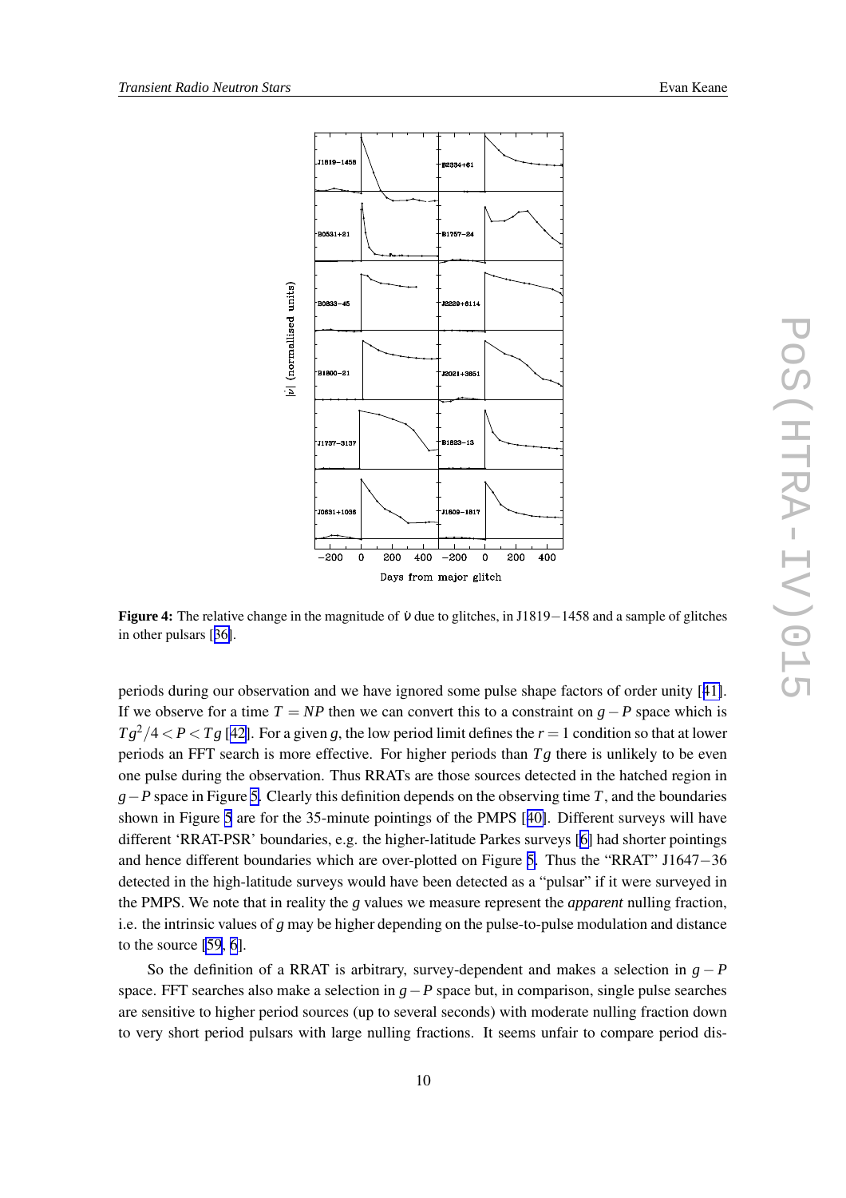**Figure 4:** The relative change in the magnitude of $\dot{\nu}$ due to glitches, in J1819−1458 and a sample of glitches in other pulsars [36].

periods during our observation and we have ignored some pulse shape factors of order unity [41]. If we observe for a time $T = NP$ then we can convert this to a constraint on $g-P$ space which is $Tg^2/4 < P < Tg$ [42]. For a given $g$, the low period limit defines the $r = 1$ condition so that at lower periods an FFT search is more effective. For higher periods than $Tg$ there is unlikely to be even one pulse during the observation. Thus RRATs are those sources detected in the hatched region in $g-P$ space in Figure 5. Clearly this definition depends on the observing time $T$, and the boundaries shown in Figure 5 are for the 35-minute pointings of the PMPS [40]. Different surveys will have different 'RRAT-PSR' boundaries, e.g. the higher-latitude Parkes surveys [6] had shorter pointings and hence different boundaries which are over-plotted on Figure 5. Thus the "RRAT" J1647−36 detected in the high-latitude surveys would have been detected as a "pulsar" if it were surveyed in the PMPS. We note that in reality the $g$ values we measure represent the *apparent* nulling fraction, i.e. the intrinsic values of $g$ may be higher depending on the pulse-to-pulse modulation and distance to the source [59, 6].

So the definition of a RRAT is arbitrary, survey-dependent and makes a selection in $g-P$ space. FFT searches also make a selection in $g-P$ space but, in comparison, single pulse searches are sensitive to higher period sources (up to several seconds) with moderate nulling fraction down to very short period pulsars with large nulling fractions. It seems unfair to compare period dis-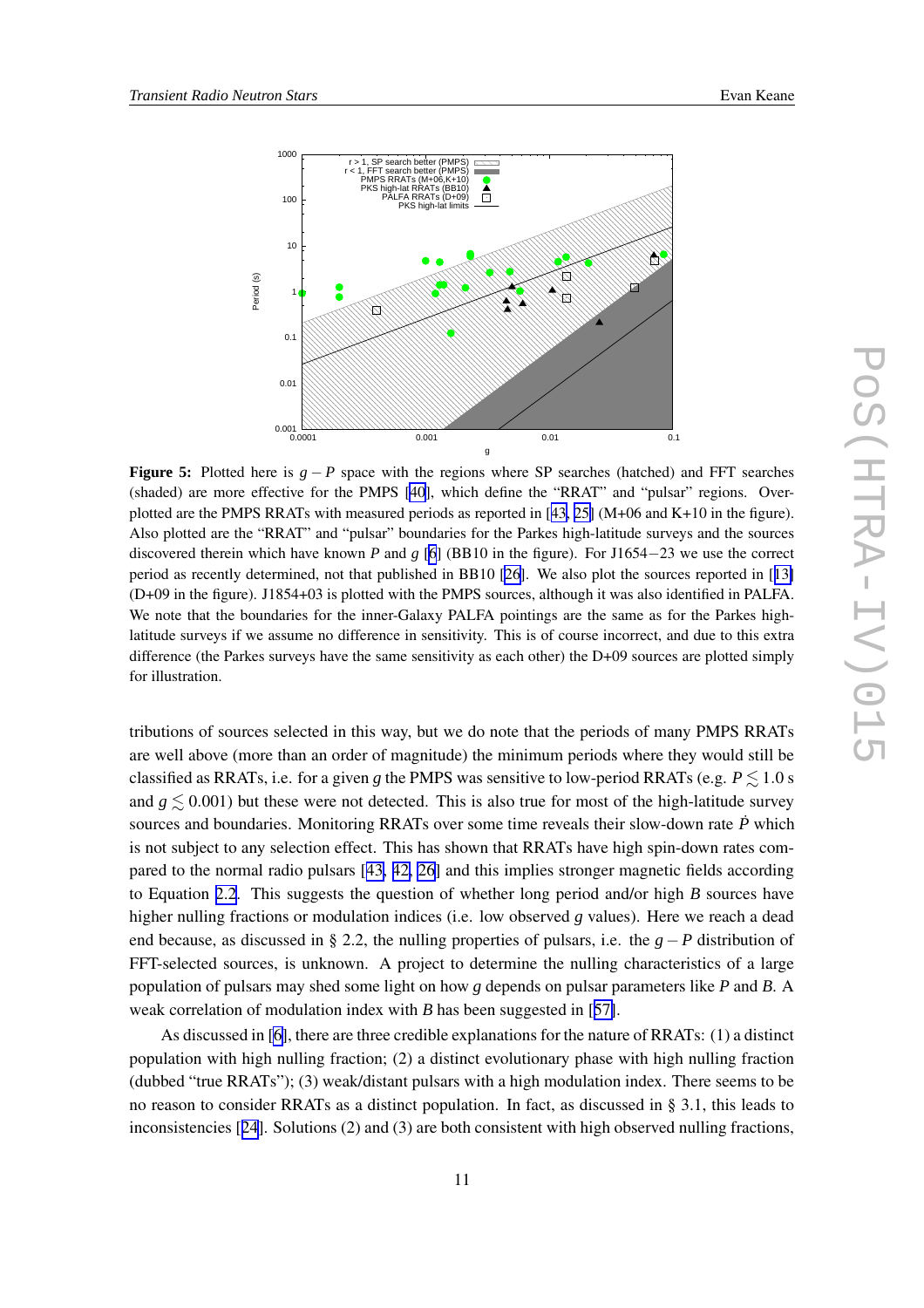**Figure 5:** Plotted here is $g-P$ space with the regions where SP searches (hatched) and FFT searches (shaded) are more effective for the PMPS [40], which define the "RRAT" and "pulsar" regions. Overplotted are the PMPS RRATs with measured periods as reported in [43, 25] (M+06 and K+10 in the figure). Also plotted are the "RRAT" and "pulsar" boundaries for the Parkes high-latitude surveys and the sources discovered therein which have known $P$ and $g$ [6] (BB10 in the figure). For J1654−23 we use the correct period as recently determined, not that published in BB10 [26]. We also plot the sources reported in [13] (D+09 in the figure). J1854+03 is plotted with the PMPS sources, although it was also identified in PALFA. We note that the boundaries for the inner-Galaxy PALFA pointings are the same as for the Parkes high-latitude surveys if we assume no difference in sensitivity. This is of course incorrect, and due to this extra difference (the Parkes surveys have the same sensitivity as each other) the D+09 sources are plotted simply for illustration.

tributions of sources selected in this way, but we do note that the periods of many PMPS RRATs are well above (more than an order of magnitude) the minimum periods where they would still be classified as RRATs, i.e. for a given $g$ the PMPS was sensitive to low-period RRATs (e.g. $P \lesssim 1.0$ s and $g \lesssim 0.001$) but these were not detected. This is also true for most of the high-latitude survey sources and boundaries. Monitoring RRATs over some time reveals their slow-down rate $\dot{P}$ which is not subject to any selection effect. This has shown that RRATs have high spin-down rates compared to the normal radio pulsars [43, 42, 26] and this implies stronger magnetic fields according to Equation 2.2. This suggests the question of whether long period and/or high $B$ sources have higher nulling fractions or modulation indices (i.e. low observed $g$ values). Here we reach a dead end because, as discussed in § 2.2, the nulling properties of pulsars, i.e. the $g-P$ distribution of FFT-selected sources, is unknown. A project to determine the nulling characteristics of a large population of pulsars may shed some light on how $g$ depends on pulsar parameters like $P$ and $B$. A weak correlation of modulation index with $B$ has been suggested in [57].

As discussed in [6], there are three credible explanations for the nature of RRATs: (1) a distinct population with high nulling fraction; (2) a distinct evolutionary phase with high nulling fraction (dubbed "true RRATs"); (3) weak/distant pulsars with a high modulation index. There seems to be no reason to consider RRATs as a distinct population. In fact, as discussed in § 3.1, this leads to inconsistencies [24]. Solutions (2) and (3) are both consistent with high observed nulling fractions,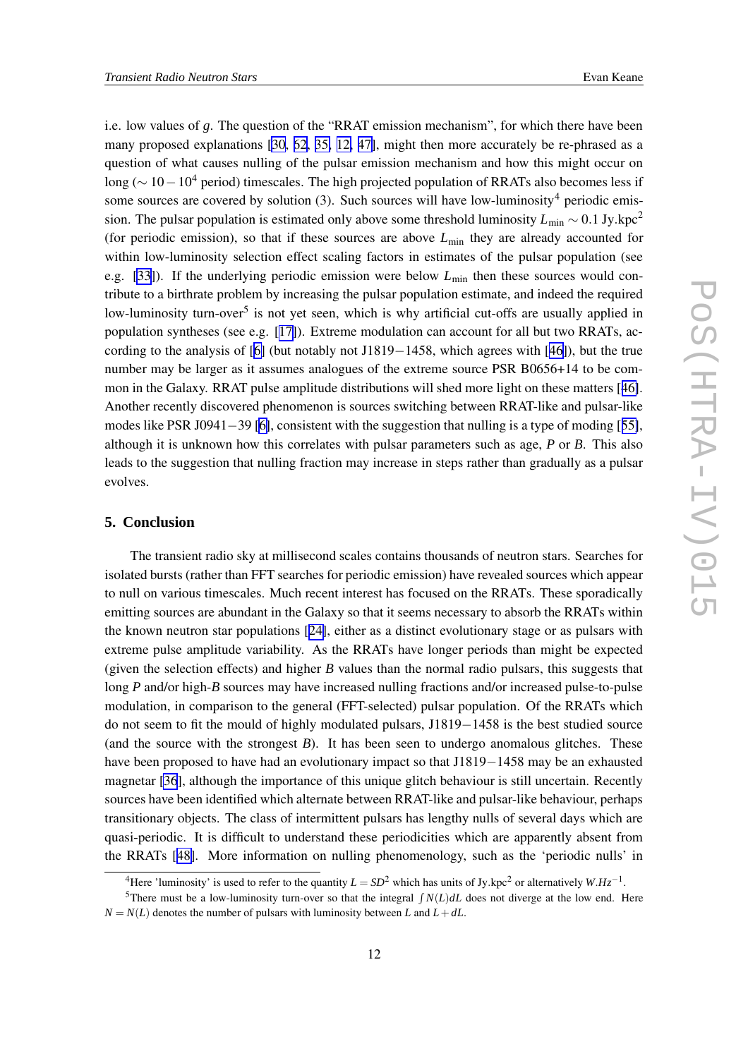i.e. low values of $g$. The question of the "RRAT emission mechanism", for which there have been many proposed explanations [30, 62, 35, 12, 47], might then more accurately be re-phrased as a question of what causes nulling of the pulsar emission mechanism and how this might occur on long ($\sim 10-10^4$ period) timescales. The high projected population of RRATs also becomes less if some sources are covered by solution (3). Such sources will have low-luminosity[4] periodic emission. The pulsar population is estimated only above some threshold luminosity $L_{\rm min} \sim 0.1$ Jy.kpc$^2$ (for periodic emission), so that if these sources are above $L_{\rm min}$ they are already accounted for within low-luminosity selection effect scaling factors in estimates of the pulsar population (see e.g. [33]). If the underlying periodic emission were below $L_{\rm min}$ then these sources would contribute to a birthrate problem by increasing the pulsar population estimate, and indeed the required low-luminosity turn-over[5] is not yet seen, which is why artificial cut-offs are usually applied in population syntheses (see e.g. [17]). Extreme modulation can account for all but two RRATs, according to the analysis of [6] (but notably not J1819−1458, which agrees with [46]), but the true number may be larger as it assumes analogues of the extreme source PSR B0656+14 to be common in the Galaxy. RRAT pulse amplitude distributions will shed more light on these matters [46]. Another recently discovered phenomenon is sources switching between RRAT-like and pulsar-like modes like PSR J0941−39 [6], consistent with the suggestion that nulling is a type of moding [55], although it is unknown how this correlates with pulsar parameters such as age, $P$ or $B$. This also leads to the suggestion that nulling fraction may increase in steps rather than gradually as a pulsar evolves.

## 5. Conclusion

The transient radio sky at millisecond scales contains thousands of neutron stars. Searches for isolated bursts (rather than FFT searches for periodic emission) have revealed sources which appear to null on various timescales. Much recent interest has focused on the RRATs. These sporadically emitting sources are abundant in the Galaxy so that it seems necessary to absorb the RRATs within the known neutron star populations [24], either as a distinct evolutionary stage or as pulsars with extreme pulse amplitude variability. As the RRATs have longer periods than might be expected (given the selection effects) and higher $B$ values than the normal radio pulsars, this suggests that long $P$ and/or high-$B$ sources may have increased nulling fractions and/or increased pulse-to-pulse modulation, in comparison to the general (FFT-selected) pulsar population. Of the RRATs which do not seem to fit the mould of highly modulated pulsars, J1819−1458 is the best studied source (and the source with the strongest $B$). It has been seen to undergo anomalous glitches. These have been proposed to have had an evolutionary impact so that J1819−1458 may be an exhausted magnetar [36], although the importance of this unique glitch behaviour is still uncertain. Recently sources have been identified which alternate between RRAT-like and pulsar-like behaviour, perhaps transitionary objects. The class of intermittent pulsars has lengthy nulls of several days which are quasi-periodic. It is difficult to understand these periodicities which are apparently absent from the RRATs [48]. More information on nulling phenomenology, such as the 'periodic nulls' in

---

[4] Here 'luminosity' is used to refer to the quantity $L = SD^2$ which has units of Jy.kpc$^2$ or alternatively $W.Hz^{-1}$.

[5] There must be a low-luminosity turn-over so that the integral $\int N(L)dL$ does not diverge at the low end. Here $N = N(L)$ denotes the number of pulsars with luminosity between $L$ and $L + dL$.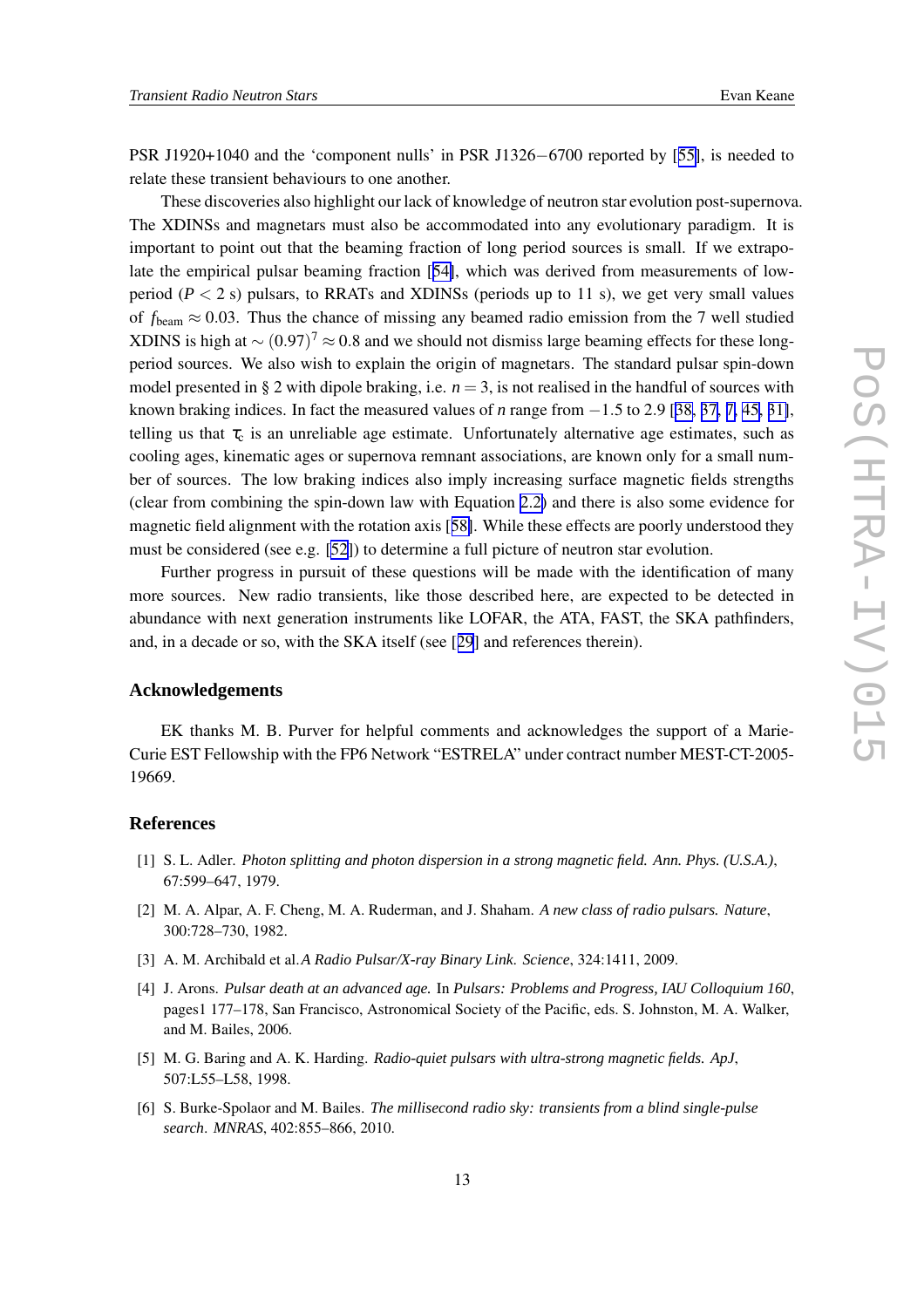PSR J1920+1040 and the 'component nulls' in PSR J1326−6700 reported by [55], is needed to relate these transient behaviours to one another.

These discoveries also highlight our lack of knowledge of neutron star evolution post-supernova. The XDINSs and magnetars must also be accommodated into any evolutionary paradigm. It is important to point out that the beaming fraction of long period sources is small. If we extrapolate the empirical pulsar beaming fraction [54], which was derived from measurements of low-period ($P < 2$ s) pulsars, to RRATs and XDINSs (periods up to 11 s), we get very small values of $f_{\rm beam} \approx 0.03$. Thus the chance of missing any beamed radio emission from the 7 well studied XDINS is high at $\sim (0.97)^7 \approx 0.8$ and we should not dismiss large beaming effects for these long-period sources. We also wish to explain the origin of magnetars. The standard pulsar spin-down model presented in § 2 with dipole braking, i.e. $n = 3$, is not realised in the handful of sources with known braking indices. In fact the measured values of $n$ range from $-1.5$ to 2.9 [38, 37, 7, 45, 31], telling us that $\tau_c$ is an unreliable age estimate. Unfortunately alternative age estimates, such as cooling ages, kinematic ages or supernova remnant associations, are known only for a small number of sources. The low braking indices also imply increasing surface magnetic fields strengths (clear from combining the spin-down law with Equation 2.2) and there is also some evidence for magnetic field alignment with the rotation axis [58]. While these effects are poorly understood they must be considered (see e.g. [52]) to determine a full picture of neutron star evolution.

Further progress in pursuit of these questions will be made with the identification of many more sources. New radio transients, like those described here, are expected to be detected in abundance with next generation instruments like LOFAR, the ATA, FAST, the SKA pathfinders, and, in a decade or so, with the SKA itself (see [29] and references therein).

## Acknowledgements

EK thanks M. B. Purver for helpful comments and acknowledges the support of a Marie-Curie EST Fellowship with the FP6 Network "ESTRELA" under contract number MEST-CT-2005-19669.

## References

[1] S. L. Adler. *Photon splitting and photon dispersion in a strong magnetic field. Ann. Phys. (U.S.A.)*, 67:599–647, 1979.

[2] M. A. Alpar, A. F. Cheng, M. A. Ruderman, and J. Shaham. *A new class of radio pulsars. Nature*, 300:728–730, 1982.

[3] A. M. Archibald et al. *A Radio Pulsar/X-ray Binary Link*. *Science*, 324:1411, 2009.

[4] J. Arons. *Pulsar death at an advanced age.* In *Pulsars: Problems and Progress, IAU Colloquium 160*, pages1 177–178, San Francisco, Astronomical Society of the Pacific, eds. S. Johnston, M. A. Walker, and M. Bailes, 2006.

[5] M. G. Baring and A. K. Harding. *Radio-quiet pulsars with ultra-strong magnetic fields. ApJ*, 507:L55–L58, 1998.

[6] S. Burke-Spolaor and M. Bailes. *The millisecond radio sky: transients from a blind single-pulse search*. *MNRAS*, 402:855–866, 2010.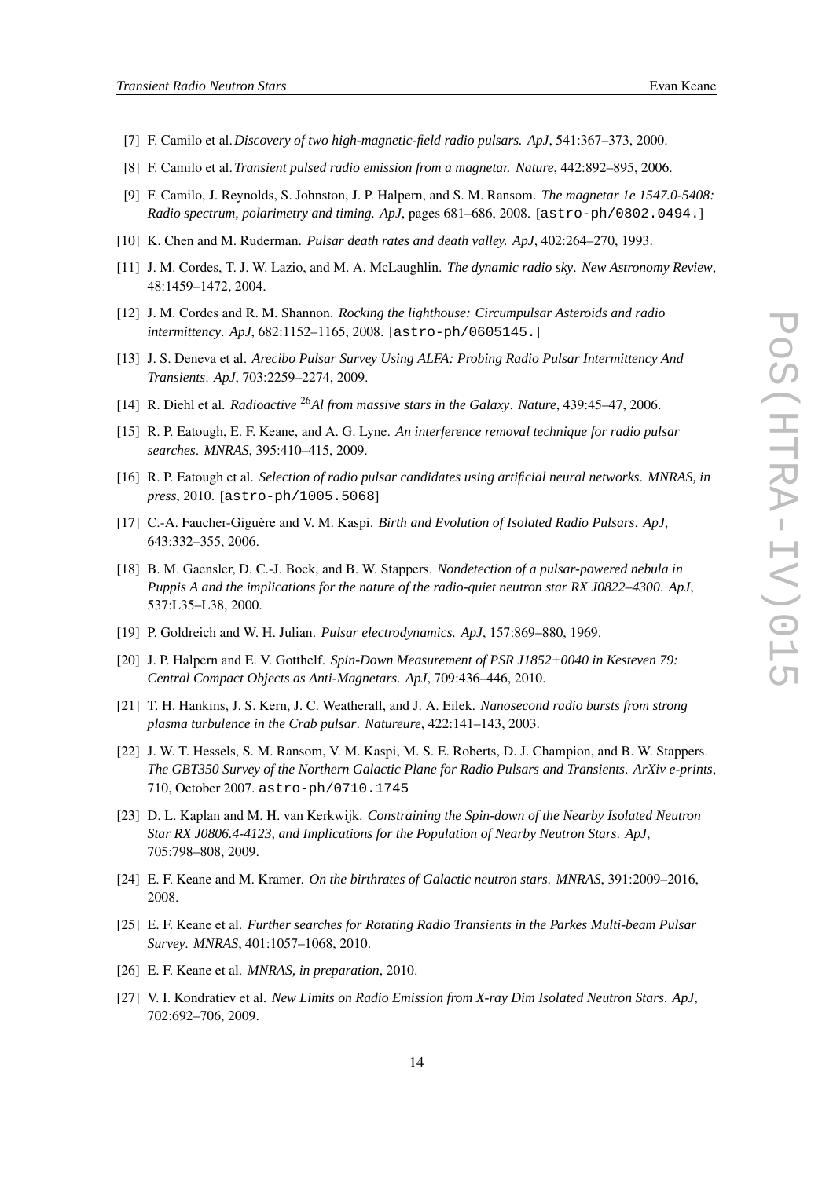[7] F. Camilo et al. *Discovery of two high-magnetic-field radio pulsars. ApJ*, 541:367–373, 2000.

[8] F. Camilo et al. *Transient pulsed radio emission from a magnetar. Nature*, 442:892–895, 2006.

[9] F. Camilo, J. Reynolds, S. Johnston, J. P. Halpern, and S. M. Ransom. *The magnetar 1e 1547.0-5408: Radio spectrum, polarimetry and timing. ApJ*, pages 681–686, 2008. [`astro-ph/0802.0494.`]

[10] K. Chen and M. Ruderman. *Pulsar death rates and death valley. ApJ*, 402:264–270, 1993.

[11] J. M. Cordes, T. J. W. Lazio, and M. A. McLaughlin. *The dynamic radio sky*. *New Astronomy Review*, 48:1459–1472, 2004.

[12] J. M. Cordes and R. M. Shannon. *Rocking the lighthouse: Circumpulsar Asteroids and radio intermittency*. *ApJ*, 682:1152–1165, 2008. [`astro-ph/0605145.`]

[13] J. S. Deneva et al. *Arecibo Pulsar Survey Using ALFA: Probing Radio Pulsar Intermittency And Transients*. *ApJ*, 703:2259–2274, 2009.

[14] R. Diehl et al. *Radioactive $^{26}$Al from massive stars in the Galaxy*. *Nature*, 439:45–47, 2006.

[15] R. P. Eatough, E. F. Keane, and A. G. Lyne. *An interference removal technique for radio pulsar searches*. *MNRAS*, 395:410–415, 2009.

[16] R. P. Eatough et al. *Selection of radio pulsar candidates using artificial neural networks*. *MNRAS, in press*, 2010. [`astro-ph/1005.5068`]

[17] C.-A. Faucher-Giguère and V. M. Kaspi. *Birth and Evolution of Isolated Radio Pulsars*. *ApJ*, 643:332–355, 2006.

[18] B. M. Gaensler, D. C.-J. Bock, and B. W. Stappers. *Nondetection of a pulsar-powered nebula in Puppis A and the implications for the nature of the radio-quiet neutron star RX J0822–4300*. *ApJ*, 537:L35–L38, 2000.

[19] P. Goldreich and W. H. Julian. *Pulsar electrodynamics. ApJ*, 157:869–880, 1969.

[20] J. P. Halpern and E. V. Gotthelf. *Spin-Down Measurement of PSR J1852+0040 in Kesteven 79: Central Compact Objects as Anti-Magnetars*. *ApJ*, 709:436–446, 2010.

[21] T. H. Hankins, J. S. Kern, J. C. Weatherall, and J. A. Eilek. *Nanosecond radio bursts from strong plasma turbulence in the Crab pulsar*. *Natureure*, 422:141–143, 2003.

[22] J. W. T. Hessels, S. M. Ransom, V. M. Kaspi, M. S. E. Roberts, D. J. Champion, and B. W. Stappers. *The GBT350 Survey of the Northern Galactic Plane for Radio Pulsars and Transients*. *ArXiv e-prints*, 710, October 2007. `astro-ph/0710.1745`

[23] D. L. Kaplan and M. H. van Kerkwijk. *Constraining the Spin-down of the Nearby Isolated Neutron Star RX J0806.4-4123, and Implications for the Population of Nearby Neutron Stars*. *ApJ*, 705:798–808, 2009.

[24] E. F. Keane and M. Kramer. *On the birthrates of Galactic neutron stars*. *MNRAS*, 391:2009–2016, 2008.

[25] E. F. Keane et al. *Further searches for Rotating Radio Transients in the Parkes Multi-beam Pulsar Survey*. *MNRAS*, 401:1057–1068, 2010.

[26] E. F. Keane et al. *MNRAS, in preparation*, 2010.

[27] V. I. Kondratiev et al. *New Limits on Radio Emission from X-ray Dim Isolated Neutron Stars*. *ApJ*, 702:692–706, 2009.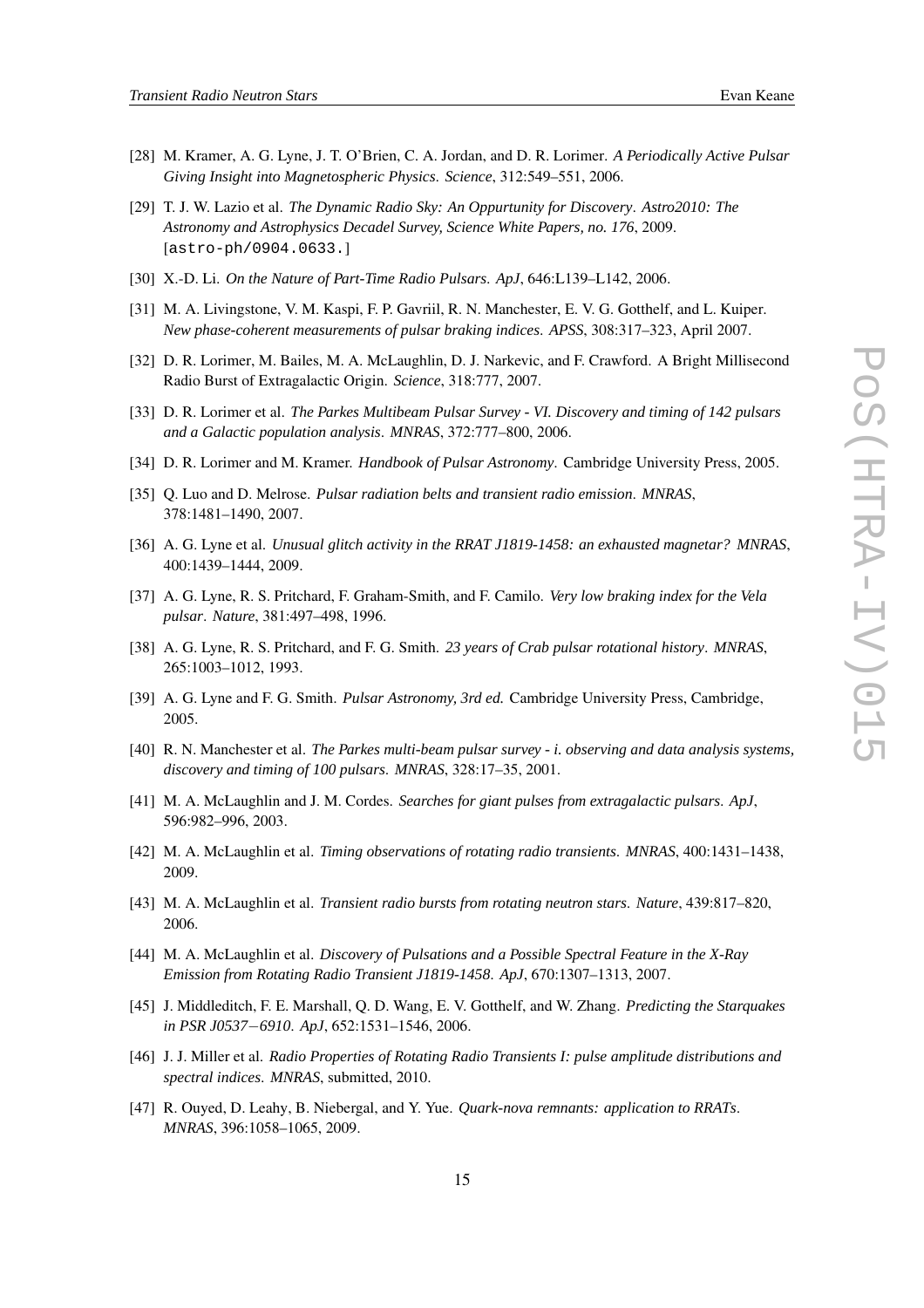[28] M. Kramer, A. G. Lyne, J. T. O'Brien, C. A. Jordan, and D. R. Lorimer. *A Periodically Active Pulsar Giving Insight into Magnetospheric Physics*. *Science*, 312:549–551, 2006.

[29] T. J. W. Lazio et al. *The Dynamic Radio Sky: An Oppurtunity for Discovery*. *Astro2010: The Astronomy and Astrophysics Decadel Survey, Science White Papers, no. 176*, 2009. [astro-ph/0904.0633.]

[30] X.-D. Li. *On the Nature of Part-Time Radio Pulsars*. *ApJ*, 646:L139–L142, 2006.

[31] M. A. Livingstone, V. M. Kaspi, F. P. Gavriil, R. N. Manchester, E. V. G. Gotthelf, and L. Kuiper. *New phase-coherent measurements of pulsar braking indices*. *APSS*, 308:317–323, April 2007.

[32] D. R. Lorimer, M. Bailes, M. A. McLaughlin, D. J. Narkevic, and F. Crawford. A Bright Millisecond Radio Burst of Extragalactic Origin. *Science*, 318:777, 2007.

[33] D. R. Lorimer et al. *The Parkes Multibeam Pulsar Survey - VI. Discovery and timing of 142 pulsars and a Galactic population analysis*. *MNRAS*, 372:777–800, 2006.

[34] D. R. Lorimer and M. Kramer. *Handbook of Pulsar Astronomy*. Cambridge University Press, 2005.

[35] Q. Luo and D. Melrose. *Pulsar radiation belts and transient radio emission*. *MNRAS*, 378:1481–1490, 2007.

[36] A. G. Lyne et al. *Unusual glitch activity in the RRAT J1819-1458: an exhausted magnetar?* *MNRAS*, 400:1439–1444, 2009.

[37] A. G. Lyne, R. S. Pritchard, F. Graham-Smith, and F. Camilo. *Very low braking index for the Vela pulsar*. *Nature*, 381:497–498, 1996.

[38] A. G. Lyne, R. S. Pritchard, and F. G. Smith. *23 years of Crab pulsar rotational history*. *MNRAS*, 265:1003–1012, 1993.

[39] A. G. Lyne and F. G. Smith. *Pulsar Astronomy, 3rd ed.* Cambridge University Press, Cambridge, 2005.

[40] R. N. Manchester et al. *The Parkes multi-beam pulsar survey - i. observing and data analysis systems, discovery and timing of 100 pulsars*. *MNRAS*, 328:17–35, 2001.

[41] M. A. McLaughlin and J. M. Cordes. *Searches for giant pulses from extragalactic pulsars*. *ApJ*, 596:982–996, 2003.

[42] M. A. McLaughlin et al. *Timing observations of rotating radio transients*. *MNRAS*, 400:1431–1438, 2009.

[43] M. A. McLaughlin et al. *Transient radio bursts from rotating neutron stars*. *Nature*, 439:817–820, 2006.

[44] M. A. McLaughlin et al. *Discovery of Pulsations and a Possible Spectral Feature in the X-Ray Emission from Rotating Radio Transient J1819-1458*. *ApJ*, 670:1307–1313, 2007.

[45] J. Middleditch, F. E. Marshall, Q. D. Wang, E. V. Gotthelf, and W. Zhang. *Predicting the Starquakes in PSR J0537−6910*. *ApJ*, 652:1531–1546, 2006.

[46] J. J. Miller et al. *Radio Properties of Rotating Radio Transients I: pulse amplitude distributions and spectral indices*. *MNRAS*, submitted, 2010.

[47] R. Ouyed, D. Leahy, B. Niebergal, and Y. Yue. *Quark-nova remnants: application to RRATs*. *MNRAS*, 396:1058–1065, 2009.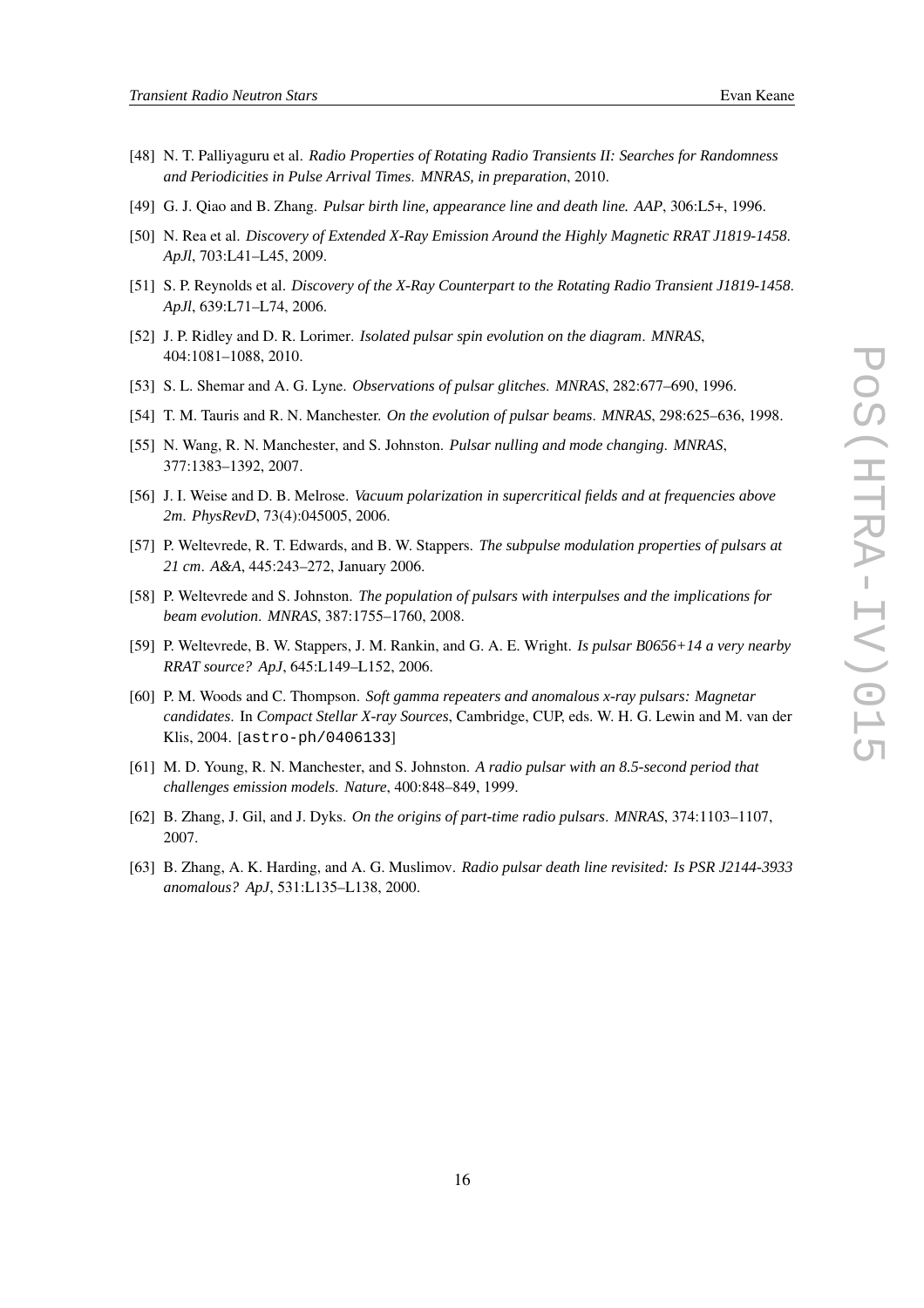[48] N. T. Palliyaguru et al. *Radio Properties of Rotating Radio Transients II: Searches for Randomness and Periodicities in Pulse Arrival Times*. *MNRAS, in preparation*, 2010.

[49] G. J. Qiao and B. Zhang. *Pulsar birth line, appearance line and death line. AAP*, 306:L5+, 1996.

[50] N. Rea et al. *Discovery of Extended X-Ray Emission Around the Highly Magnetic RRAT J1819-1458*. *ApJl*, 703:L41–L45, 2009.

[51] S. P. Reynolds et al. *Discovery of the X-Ray Counterpart to the Rotating Radio Transient J1819-1458*. *ApJl*, 639:L71–L74, 2006.

[52] J. P. Ridley and D. R. Lorimer. *Isolated pulsar spin evolution on the diagram*. *MNRAS*, 404:1081–1088, 2010.

[53] S. L. Shemar and A. G. Lyne. *Observations of pulsar glitches*. *MNRAS*, 282:677–690, 1996.

[54] T. M. Tauris and R. N. Manchester. *On the evolution of pulsar beams*. *MNRAS*, 298:625–636, 1998.

[55] N. Wang, R. N. Manchester, and S. Johnston. *Pulsar nulling and mode changing*. *MNRAS*, 377:1383–1392, 2007.

[56] J. I. Weise and D. B. Melrose. *Vacuum polarization in supercritical fields and at frequencies above 2m*. *PhysRevD*, 73(4):045005, 2006.

[57] P. Weltevrede, R. T. Edwards, and B. W. Stappers. *The subpulse modulation properties of pulsars at 21 cm*. *A&A*, 445:243–272, January 2006.

[58] P. Weltevrede and S. Johnston. *The population of pulsars with interpulses and the implications for beam evolution*. *MNRAS*, 387:1755–1760, 2008.

[59] P. Weltevrede, B. W. Stappers, J. M. Rankin, and G. A. E. Wright. *Is pulsar B0656+14 a very nearby RRAT source? ApJ*, 645:L149–L152, 2006.

[60] P. M. Woods and C. Thompson. *Soft gamma repeaters and anomalous x-ray pulsars: Magnetar candidates*. In *Compact Stellar X-ray Sources*, Cambridge, CUP, eds. W. H. G. Lewin and M. van der Klis, 2004. [astro-ph/0406133]

[61] M. D. Young, R. N. Manchester, and S. Johnston. *A radio pulsar with an 8.5-second period that challenges emission models*. *Nature*, 400:848–849, 1999.

[62] B. Zhang, J. Gil, and J. Dyks. *On the origins of part-time radio pulsars*. *MNRAS*, 374:1103–1107, 2007.

[63] B. Zhang, A. K. Harding, and A. G. Muslimov. *Radio pulsar death line revisited: Is PSR J2144-3933 anomalous? ApJ*, 531:L135–L138, 2000.